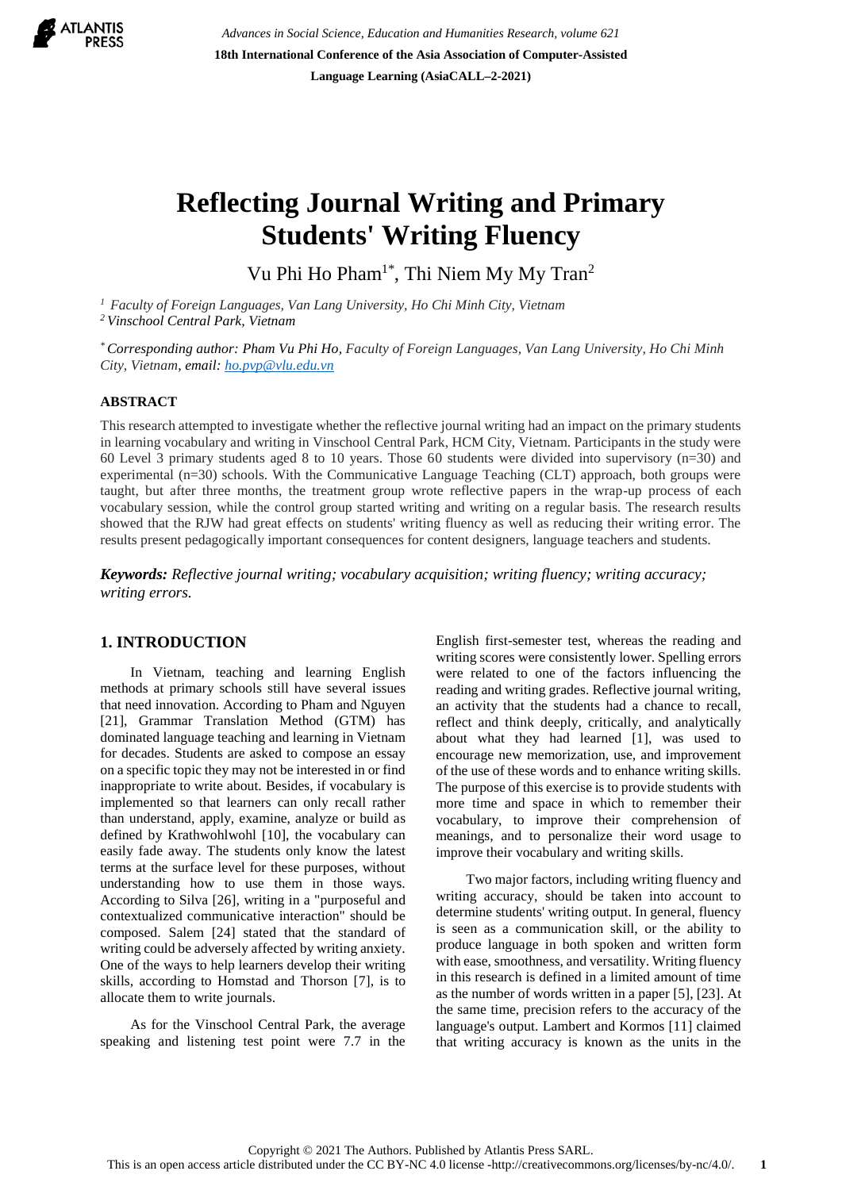# Reflecting Journal Writing and Primary Students' Writing Fluency

Vu Phi Ho Pham[1*], Thi Niem My My Tran[2]

[1] *Faculty of Foreign Languages, Van Lang University, Ho Chi Minh City, Vietnam*
[2] *Vinschool Central Park, Vietnam*

[*] *Corresponding author: Pham Vu Phi Ho, Faculty of Foreign Languages, Van Lang University, Ho Chi Minh City, Vietnam, email: ho.pvp@vlu.edu.vn*

## ABSTRACT

This research attempted to investigate whether the reflective journal writing had an impact on the primary students in learning vocabulary and writing in Vinschool Central Park, HCM City, Vietnam. Participants in the study were 60 Level 3 primary students aged 8 to 10 years. Those 60 students were divided into supervisory (n=30) and experimental (n=30) schools. With the Communicative Language Teaching (CLT) approach, both groups were taught, but after three months, the treatment group wrote reflective papers in the wrap-up process of each vocabulary session, while the control group started writing and writing on a regular basis. The research results showed that the RJW had great effects on students' writing fluency as well as reducing their writing error. The results present pedagogically important consequences for content designers, language teachers and students.

***Keywords:*** *Reflective journal writing; vocabulary acquisition; writing fluency; writing accuracy; writing errors.*

## 1. INTRODUCTION

In Vietnam, teaching and learning English methods at primary schools still have several issues that need innovation. According to Pham and Nguyen [21], Grammar Translation Method (GTM) has dominated language teaching and learning in Vietnam for decades. Students are asked to compose an essay on a specific topic they may not be interested in or find inappropriate to write about. Besides, if vocabulary is implemented so that learners can only recall rather than understand, apply, examine, analyze or build as defined by Krathwohlwohl [10], the vocabulary can easily fade away. The students only know the latest terms at the surface level for these purposes, without understanding how to use them in those ways. According to Silva [26], writing in a "purposeful and contextualized communicative interaction" should be composed. Salem [24] stated that the standard of writing could be adversely affected by writing anxiety. One of the ways to help learners develop their writing skills, according to Homstad and Thorson [7], is to allocate them to write journals.

As for the Vinschool Central Park, the average speaking and listening test point were 7.7 in the English first-semester test, whereas the reading and writing scores were consistently lower. Spelling errors were related to one of the factors influencing the reading and writing grades. Reflective journal writing, an activity that the students had a chance to recall, reflect and think deeply, critically, and analytically about what they had learned [1], was used to encourage new memorization, use, and improvement of the use of these words and to enhance writing skills. The purpose of this exercise is to provide students with more time and space in which to remember their vocabulary, to improve their comprehension of meanings, and to personalize their word usage to improve their vocabulary and writing skills.

Two major factors, including writing fluency and writing accuracy, should be taken into account to determine students' writing output. In general, fluency is seen as a communication skill, or the ability to produce language in both spoken and written form with ease, smoothness, and versatility. Writing fluency in this research is defined in a limited amount of time as the number of words written in a paper [5], [23]. At the same time, precision refers to the accuracy of the language's output. Lambert and Kormos [11] claimed that writing accuracy is known as the units in the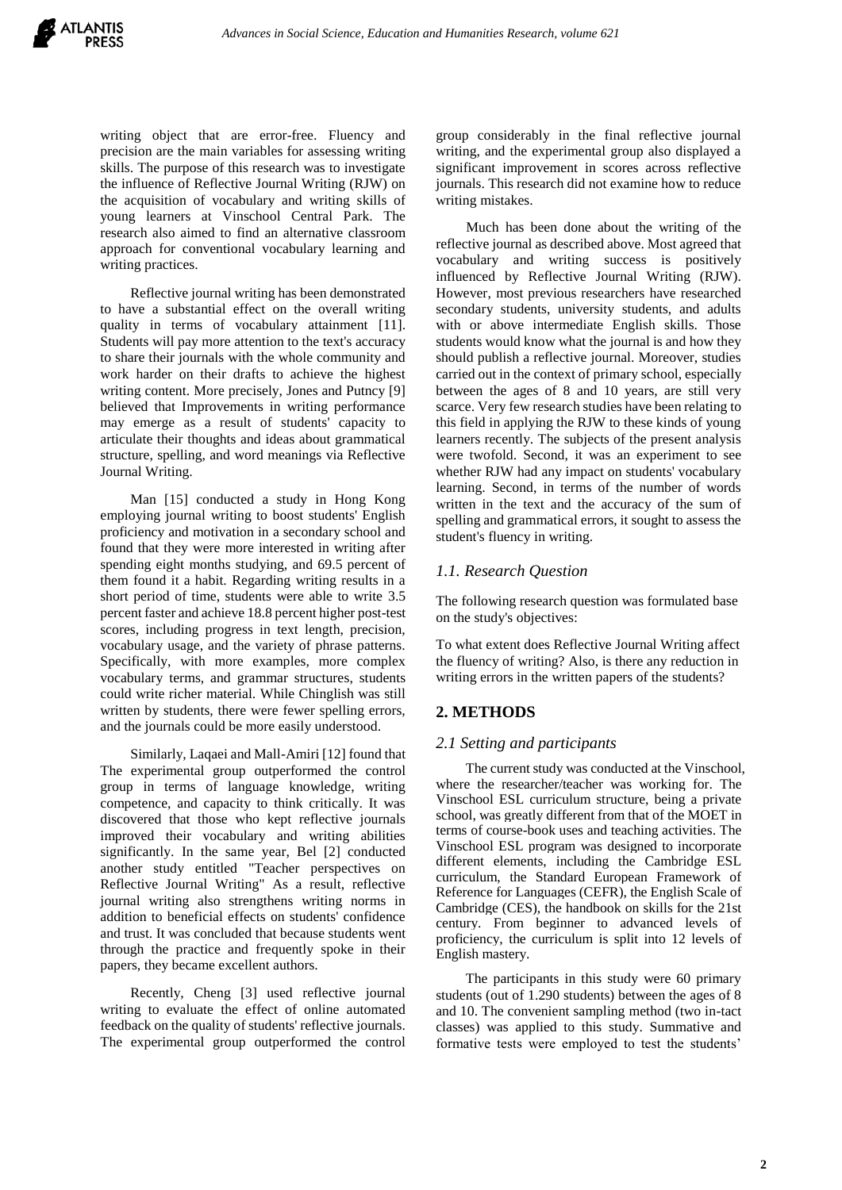writing object that are error-free. Fluency and precision are the main variables for assessing writing skills. The purpose of this research was to investigate the influence of Reflective Journal Writing (RJW) on the acquisition of vocabulary and writing skills of young learners at Vinschool Central Park. The research also aimed to find an alternative classroom approach for conventional vocabulary learning and writing practices.

Reflective journal writing has been demonstrated to have a substantial effect on the overall writing quality in terms of vocabulary attainment [11]. Students will pay more attention to the text's accuracy to share their journals with the whole community and work harder on their drafts to achieve the highest writing content. More precisely, Jones and Putncy [9] believed that Improvements in writing performance may emerge as a result of students' capacity to articulate their thoughts and ideas about grammatical structure, spelling, and word meanings via Reflective Journal Writing.

Man [15] conducted a study in Hong Kong employing journal writing to boost students' English proficiency and motivation in a secondary school and found that they were more interested in writing after spending eight months studying, and 69.5 percent of them found it a habit. Regarding writing results in a short period of time, students were able to write 3.5 percent faster and achieve 18.8 percent higher post-test scores, including progress in text length, precision, vocabulary usage, and the variety of phrase patterns. Specifically, with more examples, more complex vocabulary terms, and grammar structures, students could write richer material. While Chinglish was still written by students, there were fewer spelling errors, and the journals could be more easily understood.

Similarly, Laqaei and Mall-Amiri [12] found that The experimental group outperformed the control group in terms of language knowledge, writing competence, and capacity to think critically. It was discovered that those who kept reflective journals improved their vocabulary and writing abilities significantly. In the same year, Bel [2] conducted another study entitled "Teacher perspectives on Reflective Journal Writing" As a result, reflective journal writing also strengthens writing norms in addition to beneficial effects on students' confidence and trust. It was concluded that because students went through the practice and frequently spoke in their papers, they became excellent authors.

Recently, Cheng [3] used reflective journal writing to evaluate the effect of online automated feedback on the quality of students' reflective journals. The experimental group outperformed the control group considerably in the final reflective journal writing, and the experimental group also displayed a significant improvement in scores across reflective journals. This research did not examine how to reduce writing mistakes.

Much has been done about the writing of the reflective journal as described above. Most agreed that vocabulary and writing success is positively influenced by Reflective Journal Writing (RJW). However, most previous researchers have researched secondary students, university students, and adults with or above intermediate English skills. Those students would know what the journal is and how they should publish a reflective journal. Moreover, studies carried out in the context of primary school, especially between the ages of 8 and 10 years, are still very scarce. Very few research studies have been relating to this field in applying the RJW to these kinds of young learners recently. The subjects of the present analysis were twofold. Second, it was an experiment to see whether RJW had any impact on students' vocabulary learning. Second, in terms of the number of words written in the text and the accuracy of the sum of spelling and grammatical errors, it sought to assess the student's fluency in writing.

### *1.1. Research Question*

The following research question was formulated base on the study's objectives:

To what extent does Reflective Journal Writing affect the fluency of writing? Also, is there any reduction in writing errors in the written papers of the students?

## 2. METHODS

### *2.1 Setting and participants*

The current study was conducted at the Vinschool, where the researcher/teacher was working for. The Vinschool ESL curriculum structure, being a private school, was greatly different from that of the MOET in terms of course-book uses and teaching activities. The Vinschool ESL program was designed to incorporate different elements, including the Cambridge ESL curriculum, the Standard European Framework of Reference for Languages (CEFR), the English Scale of Cambridge (CES), the handbook on skills for the 21st century. From beginner to advanced levels of proficiency, the curriculum is split into 12 levels of English mastery.

The participants in this study were 60 primary students (out of 1.290 students) between the ages of 8 and 10. The convenient sampling method (two in-tact classes) was applied to this study. Summative and formative tests were employed to test the students'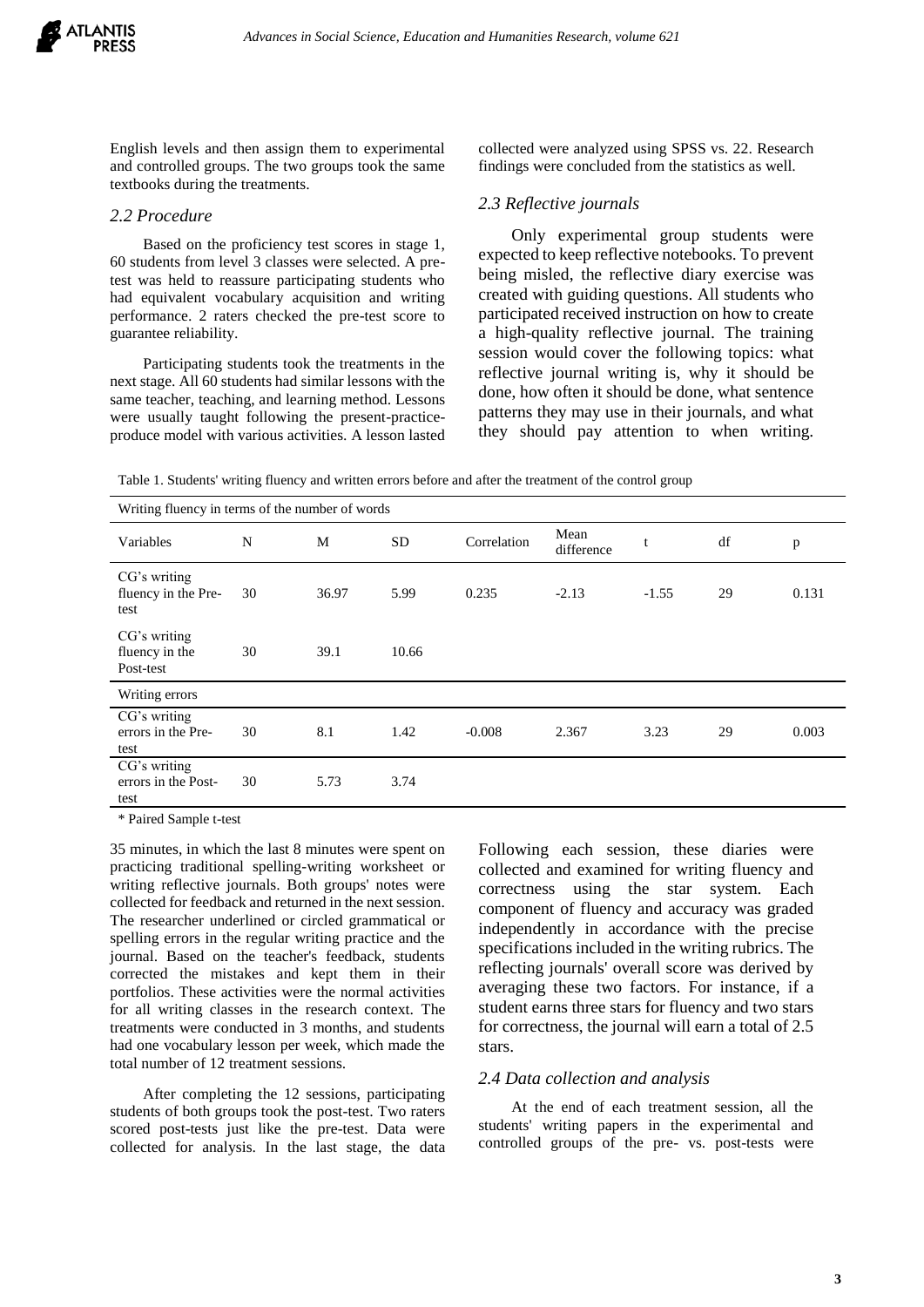English levels and then assign them to experimental and controlled groups. The two groups took the same textbooks during the treatments.

### 2.2 Procedure

Based on the proficiency test scores in stage 1, 60 students from level 3 classes were selected. A pre-test was held to reassure participating students who had equivalent vocabulary acquisition and writing performance. 2 raters checked the pre-test score to guarantee reliability.

Participating students took the treatments in the next stage. All 60 students had similar lessons with the same teacher, teaching, and learning method. Lessons were usually taught following the present-practice-produce model with various activities. A lesson lasted 35 minutes, in which the last 8 minutes were spent on practicing traditional spelling-writing worksheet or writing reflective journals. Both groups' notes were collected for feedback and returned in the next session. The researcher underlined or circled grammatical or spelling errors in the regular writing practice and the journal. Based on the teacher's feedback, students corrected the mistakes and kept them in their portfolios. These activities were the normal activities for all writing classes in the research context. The treatments were conducted in 3 months, and students had one vocabulary lesson per week, which made the total number of 12 treatment sessions.

After completing the 12 sessions, participating students of both groups took the post-test. Two raters scored post-tests just like the pre-test. Data were collected for analysis. In the last stage, the data collected were analyzed using SPSS vs. 22. Research findings were concluded from the statistics as well.

### 2.3 Reflective journals

Only experimental group students were expected to keep reflective notebooks. To prevent being misled, the reflective diary exercise was created with guiding questions. All students who participated received instruction on how to create a high-quality reflective journal. The training session would cover the following topics: what reflective journal writing is, why it should be done, how often it should be done, what sentence patterns they may use in their journals, and what they should pay attention to when writing. Following each session, these diaries were collected and examined for writing fluency and correctness using the star system. Each component of fluency and accuracy was graded independently in accordance with the precise specifications included in the writing rubrics. The reflecting journals' overall score was derived by averaging these two factors. For instance, if a student earns three stars for fluency and two stars for correctness, the journal will earn a total of 2.5 stars.

Table 1. Students' writing fluency and written errors before and after the treatment of the control group

| Writing fluency in terms of the number of words | | | | | | | | |
|---|---|---|---|---|---|---|---|---|
| Variables | N | M | SD | Correlation | Mean difference | t | df | p |
| CG's writing fluency in the Pre-test | 30 | 36.97 | 5.99 | 0.235 | -2.13 | -1.55 | 29 | 0.131 |
| CG's writing fluency in the Post-test | 30 | 39.1 | 10.66 | | | | | |
| **Writing errors** | | | | | | | | |
| CG's writing errors in the Pre-test | 30 | 8.1 | 1.42 | -0.008 | 2.367 | 3.23 | 29 | 0.003 |
| CG's writing errors in the Post-test | 30 | 5.73 | 3.74 | | | | | |

\* Paired Sample t-test

### 2.4 Data collection and analysis

At the end of each treatment session, all the students' writing papers in the experimental and controlled groups of the pre- vs. post-tests were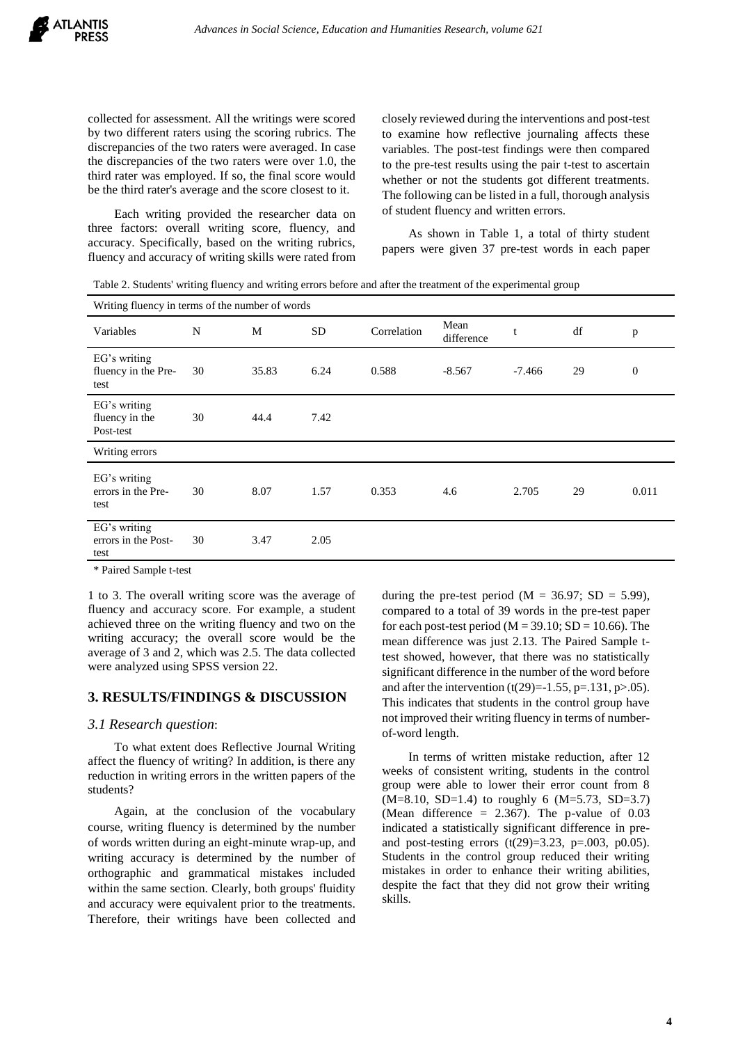collected for assessment. All the writings were scored by two different raters using the scoring rubrics. The discrepancies of the two raters were averaged. In case the discrepancies of the two raters were over 1.0, the third rater was employed. If so, the final score would be the third rater's average and the score closest to it.

Each writing provided the researcher data on three factors: overall writing score, fluency, and accuracy. Specifically, based on the writing rubrics, fluency and accuracy of writing skills were rated from 1 to 3. The overall writing score was the average of fluency and accuracy score. For example, a student achieved three on the writing fluency and two on the writing accuracy; the overall score would be the average of 3 and 2, which was 2.5. The data collected were analyzed using SPSS version 22.

## 3. RESULTS/FINDINGS & DISCUSSION

### *3.1 Research question*:

To what extent does Reflective Journal Writing affect the fluency of writing? In addition, is there any reduction in writing errors in the written papers of the students?

Again, at the conclusion of the vocabulary course, writing fluency is determined by the number of words written during an eight-minute wrap-up, and writing accuracy is determined by the number of orthographic and grammatical mistakes included within the same section. Clearly, both groups' fluidity and accuracy were equivalent prior to the treatments. Therefore, their writings have been collected and closely reviewed during the interventions and post-test to examine how reflective journaling affects these variables. The post-test findings were then compared to the pre-test results using the pair t-test to ascertain whether or not the students got different treatments. The following can be listed in a full, thorough analysis of student fluency and written errors.

As shown in Table 1, a total of thirty student papers were given 37 pre-test words in each paper during the pre-test period ($M = 36.97$; $SD = 5.99$), compared to a total of 39 words in the pre-test paper for each post-test period ($M = 39.10$; $SD = 10.66$). The mean difference was just 2.13. The Paired Sample t-test showed, however, that there was no statistically significant difference in the number of the word before and after the intervention ($t(29)=-1.55$, $p=.131$, $p>.05$). This indicates that students in the control group have not improved their writing fluency in terms of number-of-word length.

In terms of written mistake reduction, after 12 weeks of consistent writing, students in the control group were able to lower their error count from 8 ($M=8.10$, $SD=1.4$) to roughly 6 ($M=5.73$, $SD=3.7$) (Mean difference = 2.367). The p-value of 0.03 indicated a statistically significant difference in pre- and post-testing errors ($t(29)=3.23$, $p=.003$, p0.05). Students in the control group reduced their writing mistakes in order to enhance their writing abilities, despite the fact that they did not grow their writing skills.

Table 2. Students' writing fluency and writing errors before and after the treatment of the experimental group

| Variables | N | M | SD | Correlation | Mean difference | t | df | p |
|---|---|---|---|---|---|---|---|---|
| *Writing fluency in terms of the number of words* | | | | | | | | |
| EG's writing fluency in the Pre-test | 30 | 35.83 | 6.24 | 0.588 | -8.567 | -7.466 | 29 | 0 |
| EG's writing fluency in the Post-test | 30 | 44.4 | 7.42 | | | | | |
| *Writing errors* | | | | | | | | |
| EG's writing errors in the Pre-test | 30 | 8.07 | 1.57 | 0.353 | 4.6 | 2.705 | 29 | 0.011 |
| EG's writing errors in the Post-test | 30 | 3.47 | 2.05 | | | | | |

\* Paired Sample t-test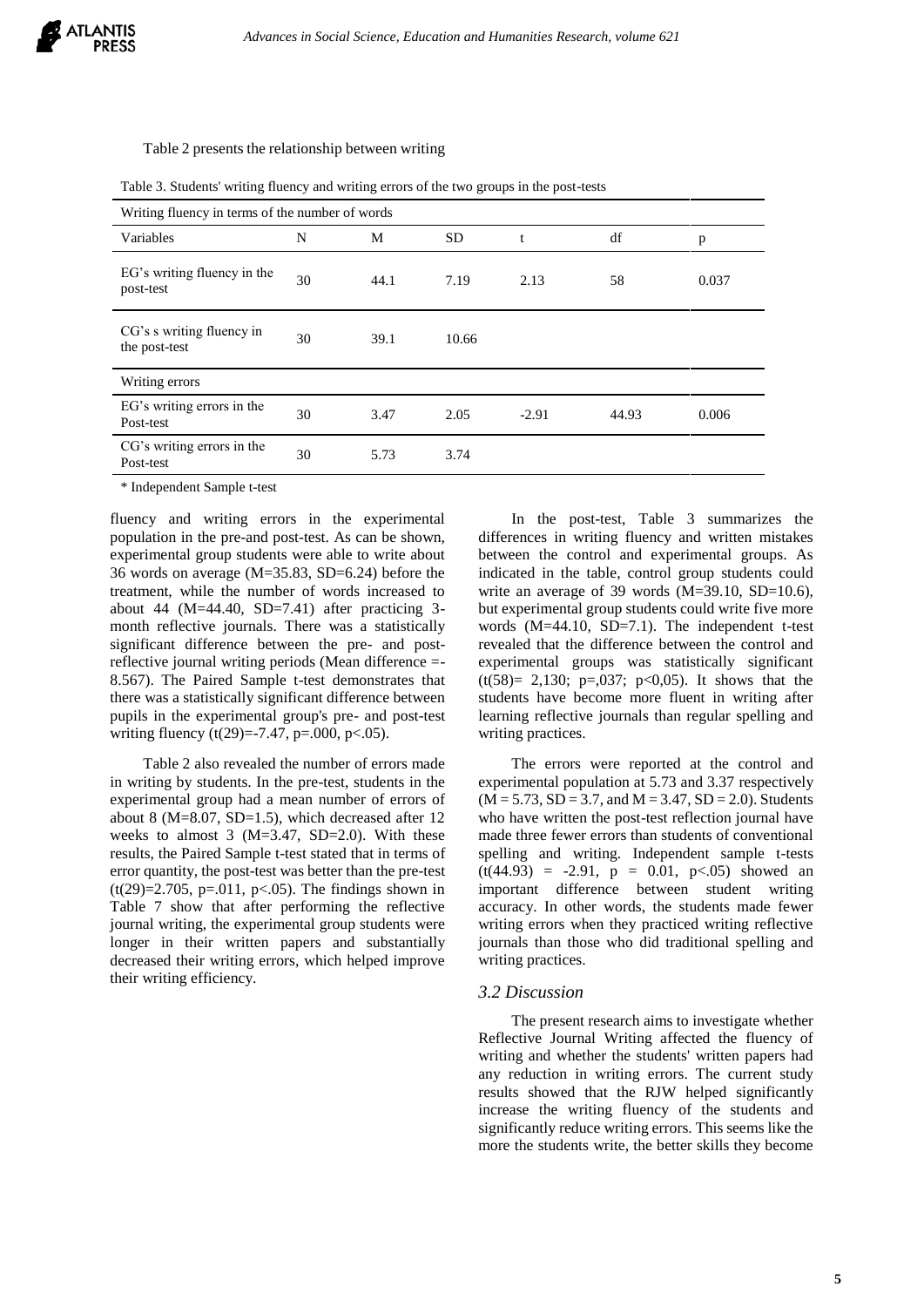Table 2 presents the relationship between writing

Table 3. Students' writing fluency and writing errors of the two groups in the post-tests

| Writing fluency in terms of the number of words | | | | | | |
|---|---|---|---|---|---|---|
| Variables | N | M | SD | t | df | p |
| EG's writing fluency in the post-test | 30 | 44.1 | 7.19 | 2.13 | 58 | 0.037 |
| CG's s writing fluency in the post-test | 30 | 39.1 | 10.66 | | | |
| Writing errors | | | | | | |
| EG's writing errors in the Post-test | 30 | 3.47 | 2.05 | -2.91 | 44.93 | 0.006 |
| CG's writing errors in the Post-test | 30 | 5.73 | 3.74 | | | |

\* Independent Sample t-test

fluency and writing errors in the experimental population in the pre-and post-test. As can be shown, experimental group students were able to write about 36 words on average (M=35.83, SD=6.24) before the treatment, while the number of words increased to about 44 (M=44.40, SD=7.41) after practicing 3-month reflective journals. There was a statistically significant difference between the pre- and post-reflective journal writing periods (Mean difference =-8.567). The Paired Sample t-test demonstrates that there was a statistically significant difference between pupils in the experimental group's pre- and post-test writing fluency ($t(29)=-7.47$, $p=.000$, $p<.05$).

Table 2 also revealed the number of errors made in writing by students. In the pre-test, students in the experimental group had a mean number of errors of about 8 (M=8.07, SD=1.5), which decreased after 12 weeks to almost 3 (M=3.47, SD=2.0). With these results, the Paired Sample t-test stated that in terms of error quantity, the post-test was better than the pre-test ($t(29)=2.705$, $p=.011$, $p<.05$). The findings shown in Table 7 show that after performing the reflective journal writing, the experimental group students were longer in their written papers and substantially decreased their writing errors, which helped improve their writing efficiency.

In the post-test, Table 3 summarizes the differences in writing fluency and written mistakes between the control and experimental groups. As indicated in the table, control group students could write an average of 39 words (M=39.10, SD=10.6), but experimental group students could write five more words (M=44.10, SD=7.1). The independent t-test revealed that the difference between the control and experimental groups was statistically significant ($t(58)= 2{,}130$; $p=,037$; $p<0{,}05$). It shows that the students have become more fluent in writing after learning reflective journals than regular spelling and writing practices.

The errors were reported at the control and experimental population at 5.73 and 3.37 respectively (M = 5.73, SD = 3.7, and M = 3.47, SD = 2.0). Students who have written the post-test reflection journal have made three fewer errors than students of conventional spelling and writing. Independent sample t-tests ($t(44.93) = -2.91$, $p = 0.01$, $p<.05$) showed an important difference between student writing accuracy. In other words, the students made fewer writing errors when they practiced writing reflective journals than those who did traditional spelling and writing practices.

### *3.2 Discussion*

The present research aims to investigate whether Reflective Journal Writing affected the fluency of writing and whether the students' written papers had any reduction in writing errors. The current study results showed that the RJW helped significantly increase the writing fluency of the students and significantly reduce writing errors. This seems like the more the students write, the better skills they become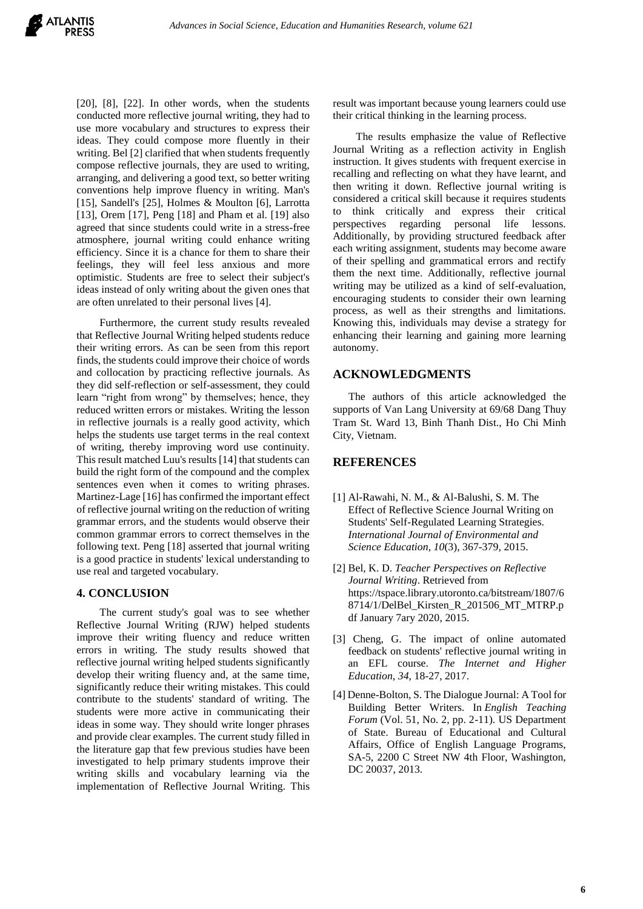[20], [8], [22]. In other words, when the students conducted more reflective journal writing, they had to use more vocabulary and structures to express their ideas. They could compose more fluently in their writing. Bel [2] clarified that when students frequently compose reflective journals, they are used to writing, arranging, and delivering a good text, so better writing conventions help improve fluency in writing. Man's [15], Sandell's [25], Holmes & Moulton [6], Larrotta [13], Orem [17], Peng [18] and Pham et al. [19] also agreed that since students could write in a stress-free atmosphere, journal writing could enhance writing efficiency. Since it is a chance for them to share their feelings, they will feel less anxious and more optimistic. Students are free to select their subject's ideas instead of only writing about the given ones that are often unrelated to their personal lives [4].

Furthermore, the current study results revealed that Reflective Journal Writing helped students reduce their writing errors. As can be seen from this report finds, the students could improve their choice of words and collocation by practicing reflective journals. As they did self-reflection or self-assessment, they could learn "right from wrong" by themselves; hence, they reduced written errors or mistakes. Writing the lesson in reflective journals is a really good activity, which helps the students use target terms in the real context of writing, thereby improving word use continuity. This result matched Luu's results [14] that students can build the right form of the compound and the complex sentences even when it comes to writing phrases. Martinez-Lage [16] has confirmed the important effect of reflective journal writing on the reduction of writing grammar errors, and the students would observe their common grammar errors to correct themselves in the following text. Peng [18] asserted that journal writing is a good practice in students' lexical understanding to use real and targeted vocabulary.

## 4. CONCLUSION

The current study's goal was to see whether Reflective Journal Writing (RJW) helped students improve their writing fluency and reduce written errors in writing. The study results showed that reflective journal writing helped students significantly develop their writing fluency and, at the same time, significantly reduce their writing mistakes. This could contribute to the students' standard of writing. The students were more active in communicating their ideas in some way. They should write longer phrases and provide clear examples. The current study filled in the literature gap that few previous studies have been investigated to help primary students improve their writing skills and vocabulary learning via the implementation of Reflective Journal Writing. This result was important because young learners could use their critical thinking in the learning process.

The results emphasize the value of Reflective Journal Writing as a reflection activity in English instruction. It gives students with frequent exercise in recalling and reflecting on what they have learnt, and then writing it down. Reflective journal writing is considered a critical skill because it requires students to think critically and express their critical perspectives regarding personal life lessons. Additionally, by providing structured feedback after each writing assignment, students may become aware of their spelling and grammatical errors and rectify them the next time. Additionally, reflective journal writing may be utilized as a kind of self-evaluation, encouraging students to consider their own learning process, as well as their strengths and limitations. Knowing this, individuals may devise a strategy for enhancing their learning and gaining more learning autonomy.

## ACKNOWLEDGMENTS

The authors of this article acknowledged the supports of Van Lang University at 69/68 Dang Thuy Tram St. Ward 13, Binh Thanh Dist., Ho Chi Minh City, Vietnam.

## REFERENCES

[1] Al-Rawahi, N. M., & Al-Balushi, S. M. The Effect of Reflective Science Journal Writing on Students' Self-Regulated Learning Strategies. *International Journal of Environmental and Science Education*, *10*(3), 367-379, 2015.

[2] Bel, K. D. *Teacher Perspectives on Reflective Journal Writing*. Retrieved from https://tspace.library.utoronto.ca/bitstream/1807/68714/1/DelBel_Kirsten_R_201506_MT_MTRP.pdf January 7ary 2020, 2015.

[3] Cheng, G. The impact of online automated feedback on students' reflective journal writing in an EFL course. *The Internet and Higher Education*, *34*, 18-27, 2017.

[4] Denne-Bolton, S. The Dialogue Journal: A Tool for Building Better Writers. In *English Teaching Forum* (Vol. 51, No. 2, pp. 2-11). US Department of State. Bureau of Educational and Cultural Affairs, Office of English Language Programs, SA-5, 2200 C Street NW 4th Floor, Washington, DC 20037, 2013.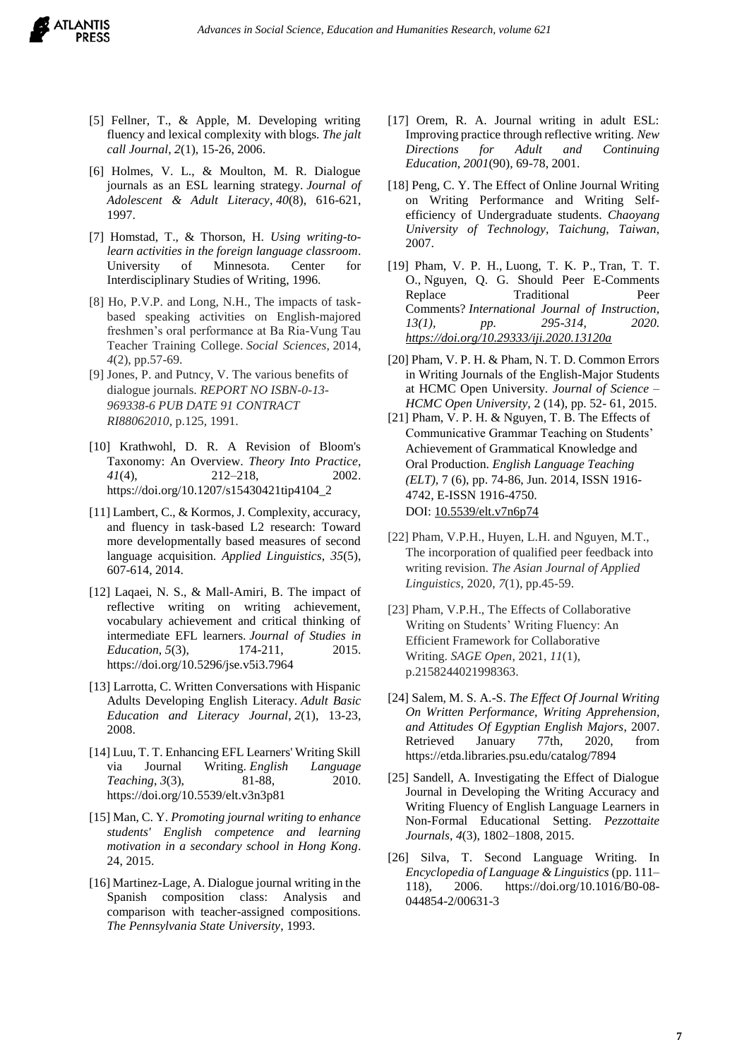[5] Fellner, T., & Apple, M. Developing writing fluency and lexical complexity with blogs. *The jalt call Journal*, *2*(1), 15-26, 2006.

[6] Holmes, V. L., & Moulton, M. R. Dialogue journals as an ESL learning strategy. *Journal of Adolescent & Adult Literacy*, *40*(8), 616-621, 1997.

[7] Homstad, T., & Thorson, H. *Using writing-to-learn activities in the foreign language classroom*. University of Minnesota. Center for Interdisciplinary Studies of Writing, 1996.

[8] Ho, P.V.P. and Long, N.H., The impacts of task-based speaking activities on English-majored freshmen's oral performance at Ba Ria-Vung Tau Teacher Training College. *Social Sciences*, 2014, *4*(2), pp.57-69.

[9] Jones, P. and Putncy, V. The various benefits of dialogue journals. *REPORT NO ISBN-0-13-969338-6 PUB DATE 91 CONTRACT RI88062010*, p.125, 1991.

[10] Krathwohl, D. R. A Revision of Bloom's Taxonomy: An Overview. *Theory Into Practice*, *41*(4), 212–218, 2002. https://doi.org/10.1207/s15430421tip4104_2

[11] Lambert, C., & Kormos, J. Complexity, accuracy, and fluency in task-based L2 research: Toward more developmentally based measures of second language acquisition. *Applied Linguistics*, *35*(5), 607-614, 2014.

[12] Laqaei, N. S., & Mall-Amiri, B. The impact of reflective writing on writing achievement, vocabulary achievement and critical thinking of intermediate EFL learners. *Journal of Studies in Education*, *5*(3), 174-211, 2015. https://doi.org/10.5296/jse.v5i3.7964

[13] Larrotta, C. Written Conversations with Hispanic Adults Developing English Literacy. *Adult Basic Education and Literacy Journal*, *2*(1), 13-23, 2008.

[14] Luu, T. T. Enhancing EFL Learners' Writing Skill via Journal Writing. *English Language Teaching*, *3*(3), 81-88, 2010. https://doi.org/10.5539/elt.v3n3p81

[15] Man, C. Y. *Promoting journal writing to enhance students' English competence and learning motivation in a secondary school in Hong Kong*. 24, 2015.

[16] Martinez-Lage, A. Dialogue journal writing in the Spanish composition class: Analysis and comparison with teacher-assigned compositions. *The Pennsylvania State University*, 1993.

[17] Orem, R. A. Journal writing in adult ESL: Improving practice through reflective writing. *New Directions for Adult and Continuing Education*, *2001*(90), 69-78, 2001.

[18] Peng, C. Y. The Effect of Online Journal Writing on Writing Performance and Writing Self-efficiency of Undergraduate students. *Chaoyang University of Technology, Taichung, Taiwan*, 2007.

[19] Pham, V. P. H., Luong, T. K. P., Tran, T. T. O., Nguyen, Q. G. Should Peer E-Comments Replace Traditional Peer Comments? *International Journal of Instruction, 13(1), pp. 295-314, 2020. https://doi.org/10.29333/iji.2020.13120a*

[20] Pham, V. P. H. & Pham, N. T. D. Common Errors in Writing Journals of the English-Major Students at HCMC Open University. *Journal of Science – HCMC Open University,* 2 (14), pp. 52- 61, 2015.

[21] Pham, V. P. H. & Nguyen, T. B. The Effects of Communicative Grammar Teaching on Students' Achievement of Grammatical Knowledge and Oral Production. *English Language Teaching (ELT),* 7 (6), pp. 74-86, Jun. 2014, ISSN 1916-4742, E-ISSN 1916-4750. DOI: 10.5539/elt.v7n6p74

[22] Pham, V.P.H., Huyen, L.H. and Nguyen, M.T., The incorporation of qualified peer feedback into writing revision. *The Asian Journal of Applied Linguistics*, 2020, *7*(1), pp.45-59.

[23] Pham, V.P.H., The Effects of Collaborative Writing on Students' Writing Fluency: An Efficient Framework for Collaborative Writing. *SAGE Open*, 2021, *11*(1), p.2158244021998363.

[24] Salem, M. S. A.-S. *The Effect Of Journal Writing On Written Performance, Writing Apprehension, and Attitudes Of Egyptian English Majors*, 2007. Retrieved January 77th, 2020, from https://etda.libraries.psu.edu/catalog/7894

[25] Sandell, A. Investigating the Effect of Dialogue Journal in Developing the Writing Accuracy and Writing Fluency of English Language Learners in Non-Formal Educational Setting. *Pezzottaite Journals*, *4*(3), 1802–1808, 2015.

[26] Silva, T. Second Language Writing. In *Encyclopedia of Language & Linguistics* (pp. 111–118), 2006. https://doi.org/10.1016/B0-08-044854-2/00631-3